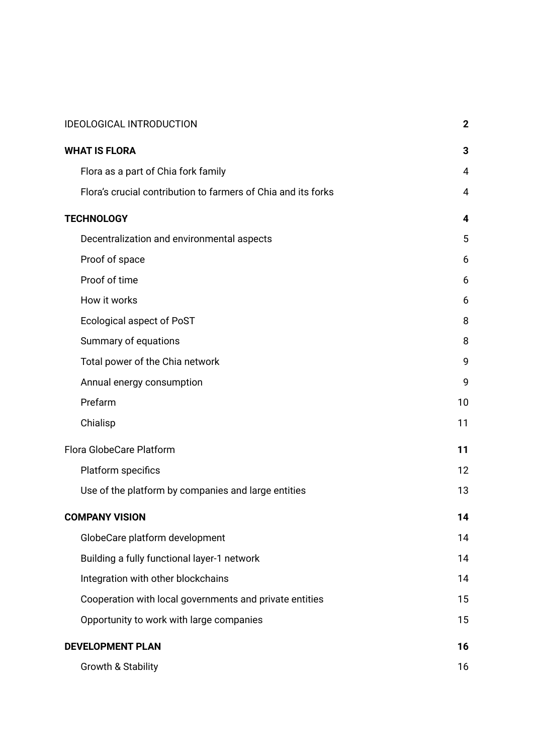| | |
|---|---|
| IDEOLOGICAL INTRODUCTION | **2** |
| **WHAT IS FLORA** | **3** |
| Flora as a part of Chia fork family | 4 |
| Flora's crucial contribution to farmers of Chia and its forks | 4 |
| **TECHNOLOGY** | **4** |
| Decentralization and environmental aspects | 5 |
| Proof of space | 6 |
| Proof of time | 6 |
| How it works | 6 |
| Ecological aspect of PoST | 8 |
| Summary of equations | 8 |
| Total power of the Chia network | 9 |
| Annual energy consumption | 9 |
| Prefarm | 10 |
| Chialisp | 11 |
| Flora GlobeCare Platform | **11** |
| Platform specifics | 12 |
| Use of the platform by companies and large entities | 13 |
| **COMPANY VISION** | **14** |
| GlobeCare platform development | 14 |
| Building a fully functional layer-1 network | 14 |
| Integration with other blockchains | 14 |
| Cooperation with local governments and private entities | 15 |
| Opportunity to work with large companies | 15 |
| **DEVELOPMENT PLAN** | **16** |
| Growth & Stability | 16 |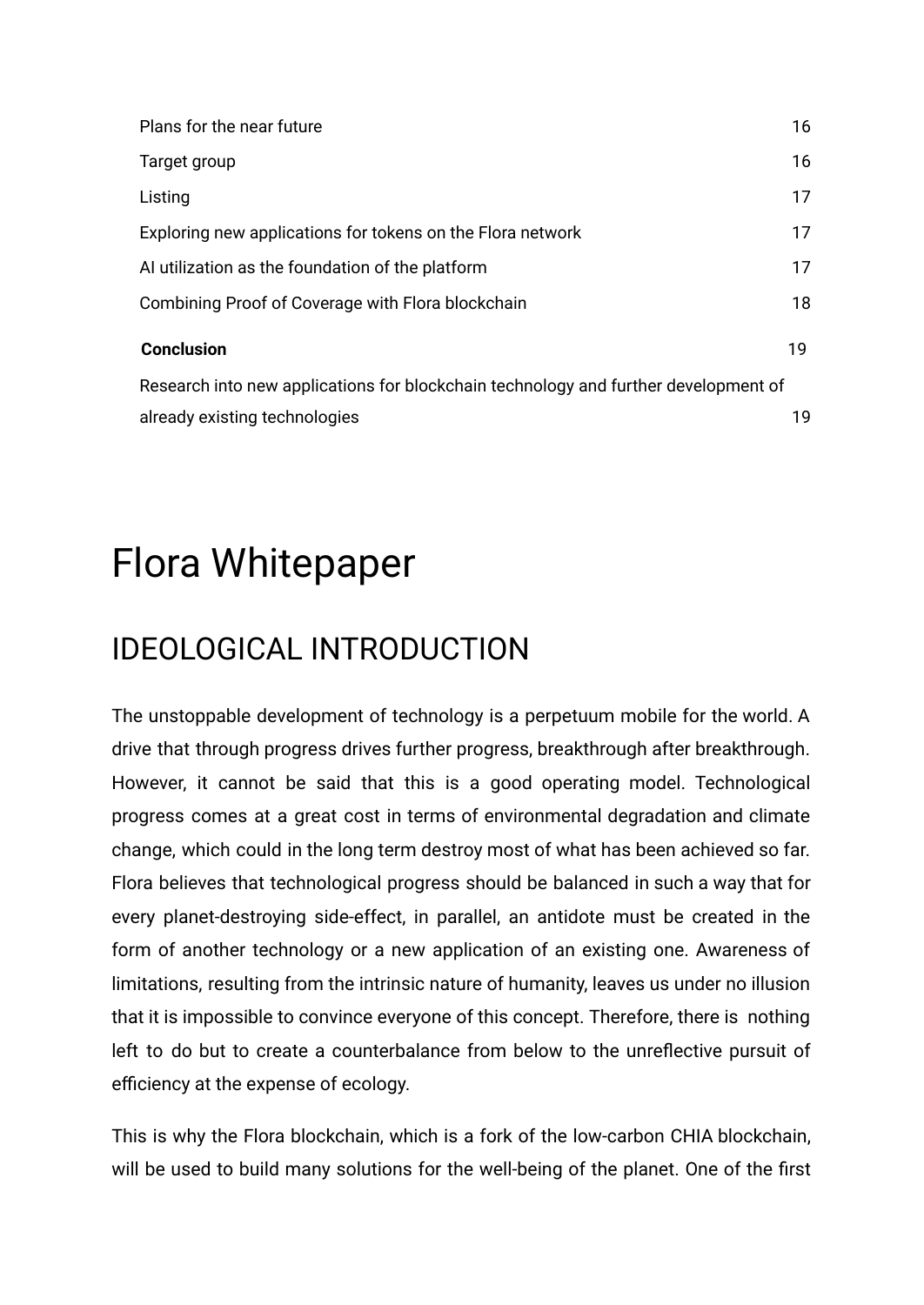| | |
|---|---|
| Plans for the near future | 16 |
| Target group | 16 |
| Listing | 17 |
| Exploring new applications for tokens on the Flora network | 17 |
| AI utilization as the foundation of the platform | 17 |
| Combining Proof of Coverage with Flora blockchain | 18 |
| **Conclusion** | 19 |
| Research into new applications for blockchain technology and further development of already existing technologies | 19 |

# Flora Whitepaper

## IDEOLOGICAL INTRODUCTION

The unstoppable development of technology is a perpetuum mobile for the world. A drive that through progress drives further progress, breakthrough after breakthrough. However, it cannot be said that this is a good operating model. Technological progress comes at a great cost in terms of environmental degradation and climate change, which could in the long term destroy most of what has been achieved so far. Flora believes that technological progress should be balanced in such a way that for every planet-destroying side-effect, in parallel, an antidote must be created in the form of another technology or a new application of an existing one. Awareness of limitations, resulting from the intrinsic nature of humanity, leaves us under no illusion that it is impossible to convince everyone of this concept. Therefore, there is nothing left to do but to create a counterbalance from below to the unreflective pursuit of efficiency at the expense of ecology.

This is why the Flora blockchain, which is a fork of the low-carbon CHIA blockchain, will be used to build many solutions for the well-being of the planet. One of the first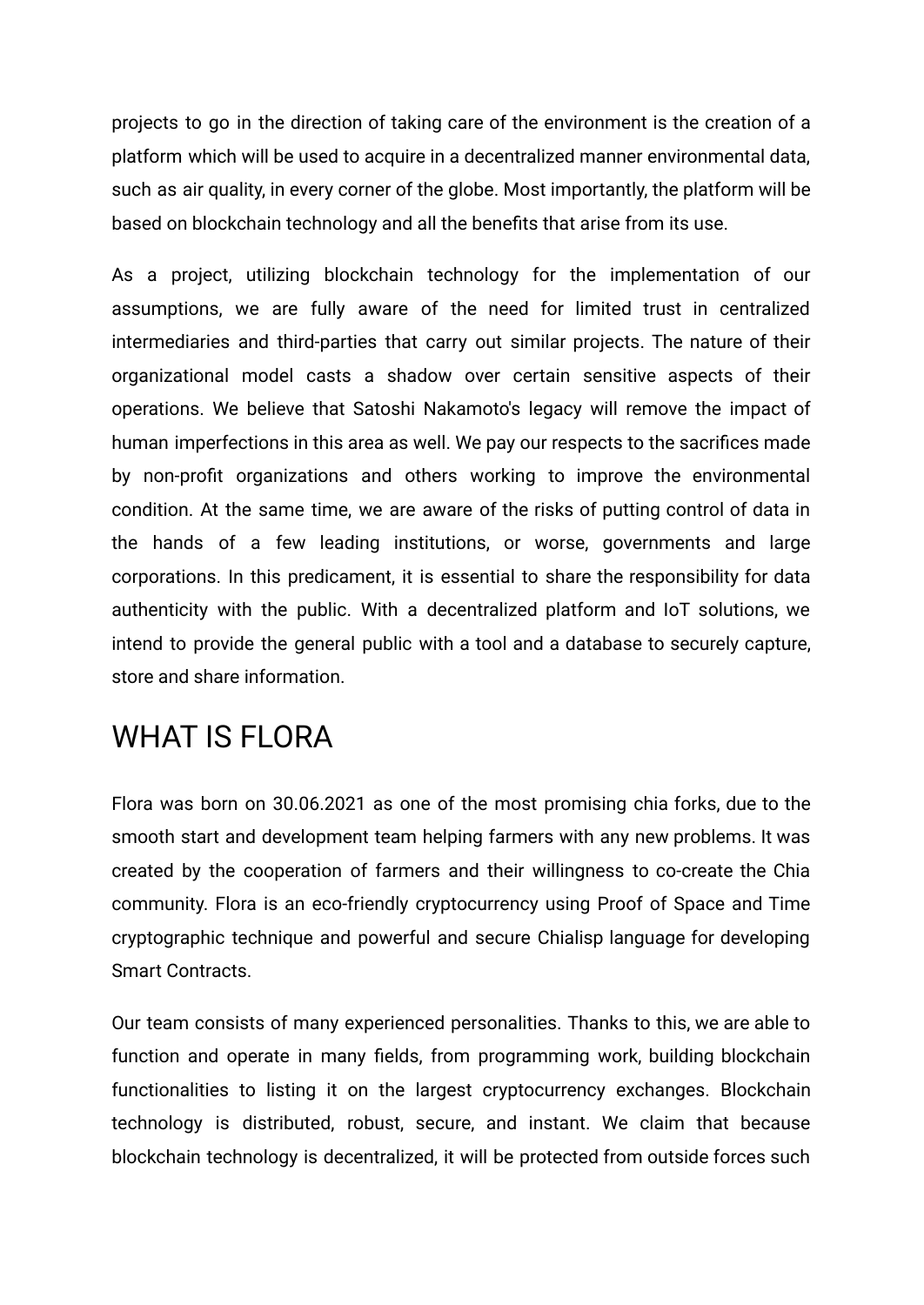projects to go in the direction of taking care of the environment is the creation of a platform which will be used to acquire in a decentralized manner environmental data, such as air quality, in every corner of the globe. Most importantly, the platform will be based on blockchain technology and all the benefits that arise from its use.

As a project, utilizing blockchain technology for the implementation of our assumptions, we are fully aware of the need for limited trust in centralized intermediaries and third-parties that carry out similar projects. The nature of their organizational model casts a shadow over certain sensitive aspects of their operations. We believe that Satoshi Nakamoto's legacy will remove the impact of human imperfections in this area as well. We pay our respects to the sacrifices made by non-profit organizations and others working to improve the environmental condition. At the same time, we are aware of the risks of putting control of data in the hands of a few leading institutions, or worse, governments and large corporations. In this predicament, it is essential to share the responsibility for data authenticity with the public. With a decentralized platform and IoT solutions, we intend to provide the general public with a tool and a database to securely capture, store and share information.

# WHAT IS FLORA

Flora was born on 30.06.2021 as one of the most promising chia forks, due to the smooth start and development team helping farmers with any new problems. It was created by the cooperation of farmers and their willingness to co-create the Chia community. Flora is an eco-friendly cryptocurrency using Proof of Space and Time cryptographic technique and powerful and secure Chialisp language for developing Smart Contracts.

Our team consists of many experienced personalities. Thanks to this, we are able to function and operate in many fields, from programming work, building blockchain functionalities to listing it on the largest cryptocurrency exchanges. Blockchain technology is distributed, robust, secure, and instant. We claim that because blockchain technology is decentralized, it will be protected from outside forces such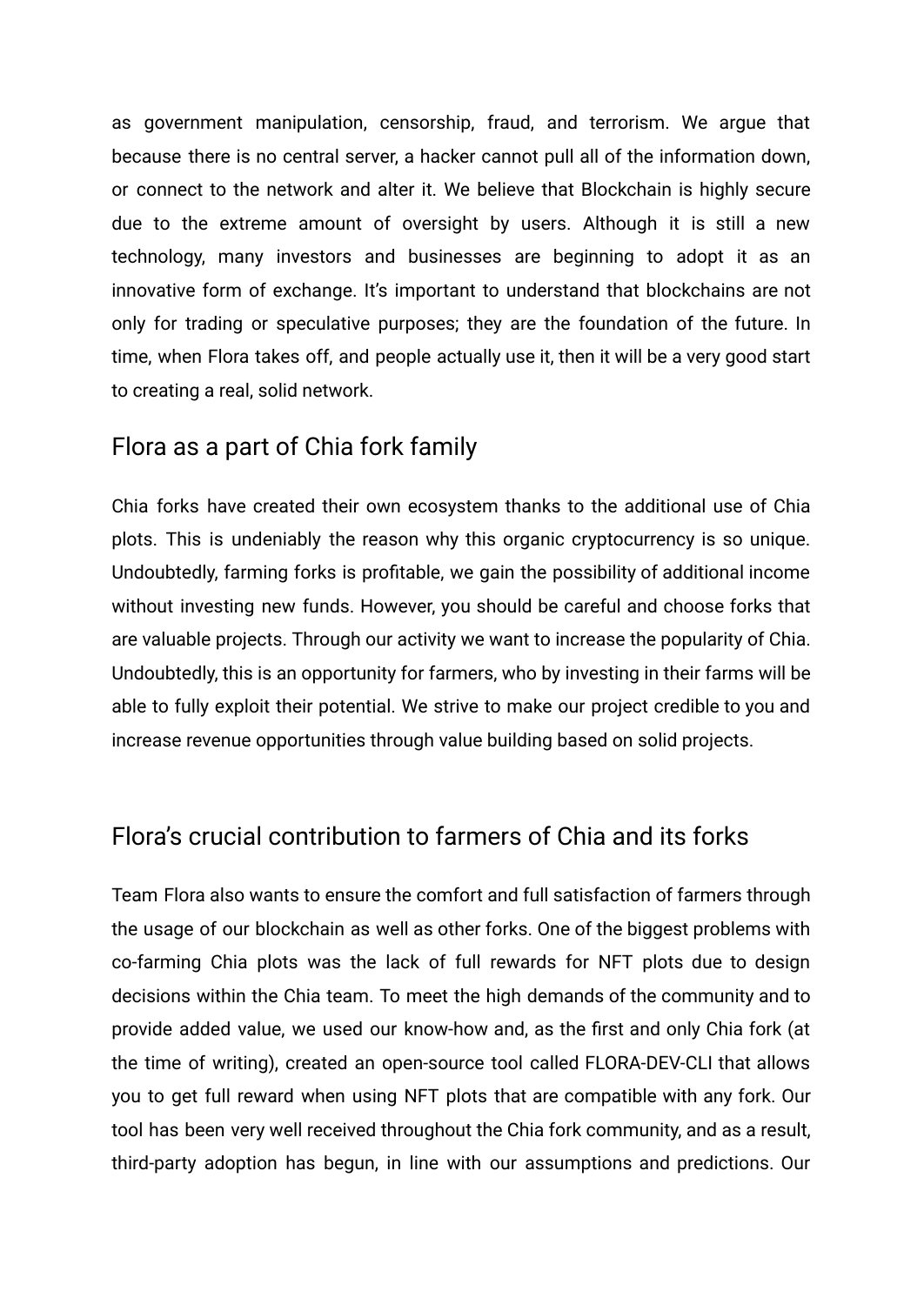as government manipulation, censorship, fraud, and terrorism. We argue that because there is no central server, a hacker cannot pull all of the information down, or connect to the network and alter it. We believe that Blockchain is highly secure due to the extreme amount of oversight by users. Although it is still a new technology, many investors and businesses are beginning to adopt it as an innovative form of exchange. It's important to understand that blockchains are not only for trading or speculative purposes; they are the foundation of the future. In time, when Flora takes off, and people actually use it, then it will be a very good start to creating a real, solid network.

## Flora as a part of Chia fork family

Chia forks have created their own ecosystem thanks to the additional use of Chia plots. This is undeniably the reason why this organic cryptocurrency is so unique. Undoubtedly, farming forks is profitable, we gain the possibility of additional income without investing new funds. However, you should be careful and choose forks that are valuable projects. Through our activity we want to increase the popularity of Chia. Undoubtedly, this is an opportunity for farmers, who by investing in their farms will be able to fully exploit their potential. We strive to make our project credible to you and increase revenue opportunities through value building based on solid projects.

## Flora's crucial contribution to farmers of Chia and its forks

Team Flora also wants to ensure the comfort and full satisfaction of farmers through the usage of our blockchain as well as other forks. One of the biggest problems with co-farming Chia plots was the lack of full rewards for NFT plots due to design decisions within the Chia team. To meet the high demands of the community and to provide added value, we used our know-how and, as the first and only Chia fork (at the time of writing), created an open-source tool called FLORA-DEV-CLI that allows you to get full reward when using NFT plots that are compatible with any fork. Our tool has been very well received throughout the Chia fork community, and as a result, third-party adoption has begun, in line with our assumptions and predictions. Our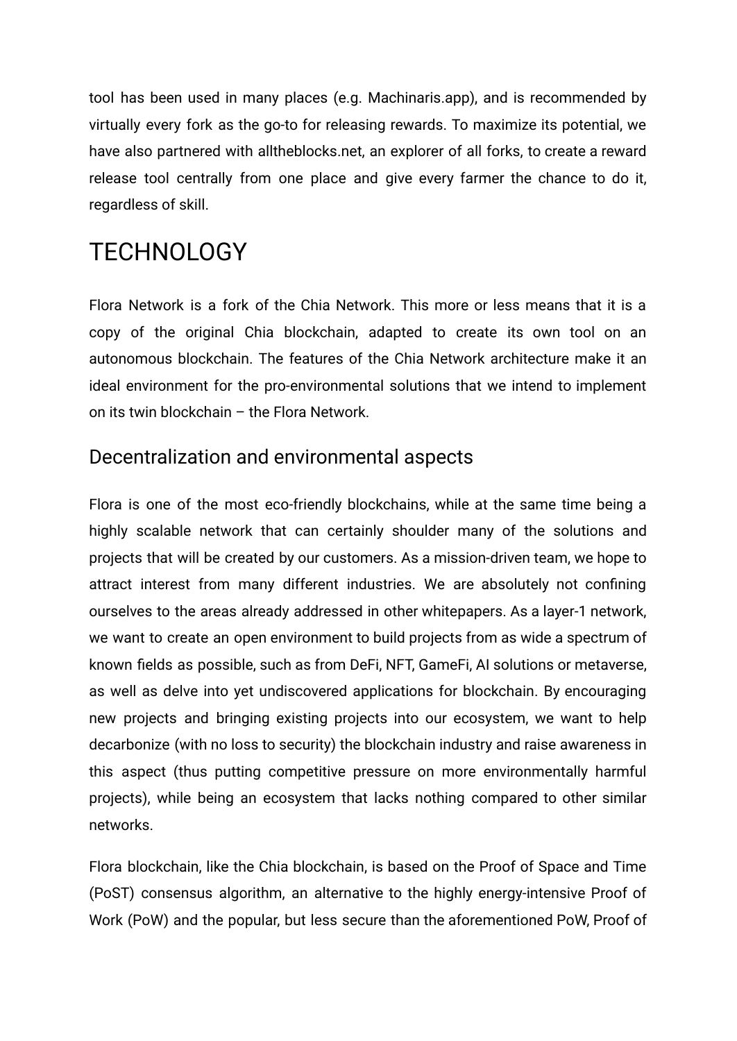tool has been used in many places (e.g. Machinaris.app), and is recommended by virtually every fork as the go-to for releasing rewards. To maximize its potential, we have also partnered with alltheblocks.net, an explorer of all forks, to create a reward release tool centrally from one place and give every farmer the chance to do it, regardless of skill.

# TECHNOLOGY

Flora Network is a fork of the Chia Network. This more or less means that it is a copy of the original Chia blockchain, adapted to create its own tool on an autonomous blockchain. The features of the Chia Network architecture make it an ideal environment for the pro-environmental solutions that we intend to implement on its twin blockchain – the Flora Network.

## Decentralization and environmental aspects

Flora is one of the most eco-friendly blockchains, while at the same time being a highly scalable network that can certainly shoulder many of the solutions and projects that will be created by our customers. As a mission-driven team, we hope to attract interest from many different industries. We are absolutely not confining ourselves to the areas already addressed in other whitepapers. As a layer-1 network, we want to create an open environment to build projects from as wide a spectrum of known fields as possible, such as from DeFi, NFT, GameFi, AI solutions or metaverse, as well as delve into yet undiscovered applications for blockchain. By encouraging new projects and bringing existing projects into our ecosystem, we want to help decarbonize (with no loss to security) the blockchain industry and raise awareness in this aspect (thus putting competitive pressure on more environmentally harmful projects), while being an ecosystem that lacks nothing compared to other similar networks.

Flora blockchain, like the Chia blockchain, is based on the Proof of Space and Time (PoST) consensus algorithm, an alternative to the highly energy-intensive Proof of Work (PoW) and the popular, but less secure than the aforementioned PoW, Proof of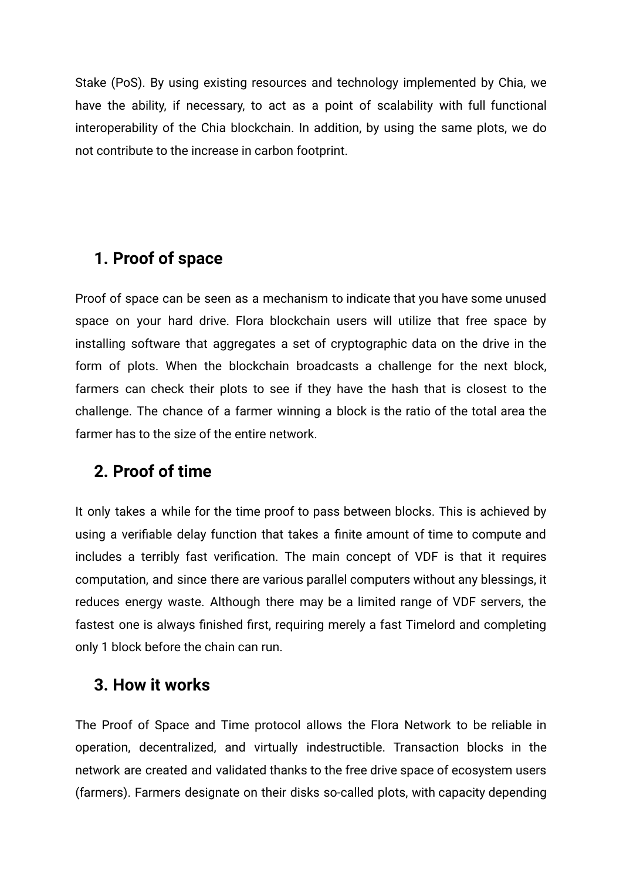Stake (PoS). By using existing resources and technology implemented by Chia, we have the ability, if necessary, to act as a point of scalability with full functional interoperability of the Chia blockchain. In addition, by using the same plots, we do not contribute to the increase in carbon footprint.

## 1. Proof of space

Proof of space can be seen as a mechanism to indicate that you have some unused space on your hard drive. Flora blockchain users will utilize that free space by installing software that aggregates a set of cryptographic data on the drive in the form of plots. When the blockchain broadcasts a challenge for the next block, farmers can check their plots to see if they have the hash that is closest to the challenge. The chance of a farmer winning a block is the ratio of the total area the farmer has to the size of the entire network.

## 2. Proof of time

It only takes a while for the time proof to pass between blocks. This is achieved by using a verifiable delay function that takes a finite amount of time to compute and includes a terribly fast verification. The main concept of VDF is that it requires computation, and since there are various parallel computers without any blessings, it reduces energy waste. Although there may be a limited range of VDF servers, the fastest one is always finished first, requiring merely a fast Timelord and completing only 1 block before the chain can run.

## 3. How it works

The Proof of Space and Time protocol allows the Flora Network to be reliable in operation, decentralized, and virtually indestructible. Transaction blocks in the network are created and validated thanks to the free drive space of ecosystem users (farmers). Farmers designate on their disks so-called plots, with capacity depending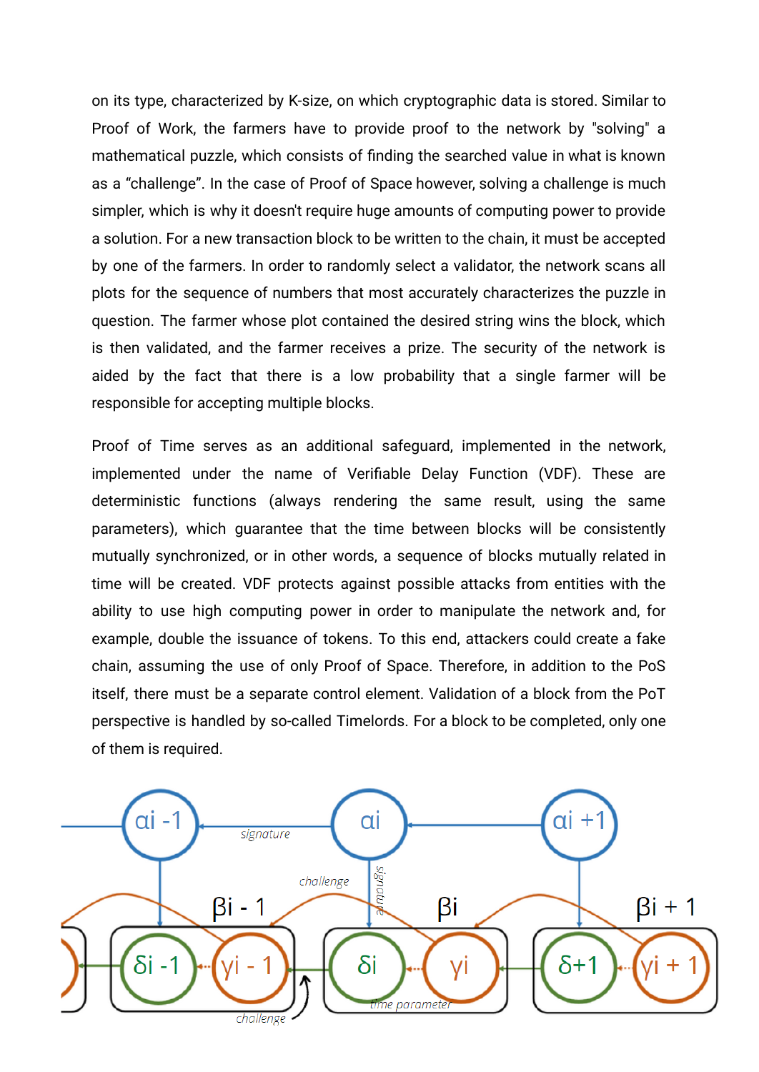on its type, characterized by K-size, on which cryptographic data is stored. Similar to Proof of Work, the farmers have to provide proof to the network by "solving" a mathematical puzzle, which consists of finding the searched value in what is known as a “challenge”. In the case of Proof of Space however, solving a challenge is much simpler, which is why it doesn't require huge amounts of computing power to provide a solution. For a new transaction block to be written to the chain, it must be accepted by one of the farmers. In order to randomly select a validator, the network scans all plots for the sequence of numbers that most accurately characterizes the puzzle in question. The farmer whose plot contained the desired string wins the block, which is then validated, and the farmer receives a prize. The security of the network is aided by the fact that there is a low probability that a single farmer will be responsible for accepting multiple blocks.

Proof of Time serves as an additional safeguard, implemented in the network, implemented under the name of Verifiable Delay Function (VDF). These are deterministic functions (always rendering the same result, using the same parameters), which guarantee that the time between blocks will be consistently mutually synchronized, or in other words, a sequence of blocks mutually related in time will be created. VDF protects against possible attacks from entities with the ability to use high computing power in order to manipulate the network and, for example, double the issuance of tokens. To this end, attackers could create a fake chain, assuming the use of only Proof of Space. Therefore, in addition to the PoS itself, there must be a separate control element. Validation of a block from the PoT perspective is handled by so-called Timelords. For a block to be completed, only one of them is required.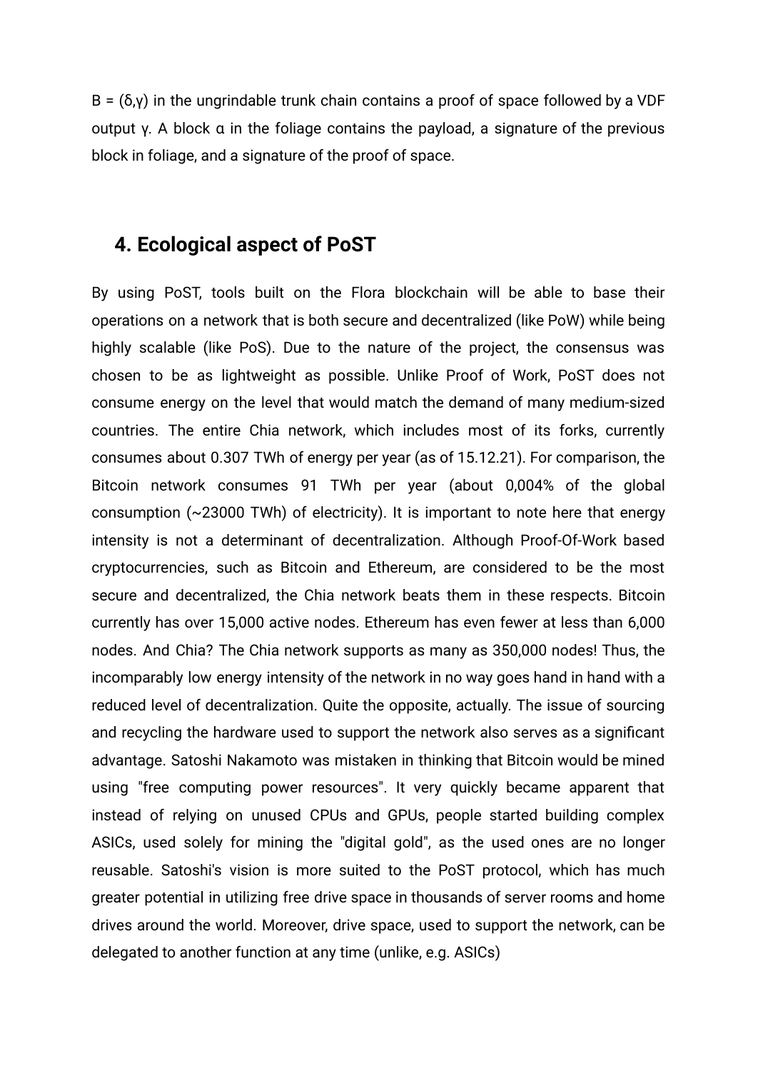B = $(\delta,\gamma)$ in the ungrindable trunk chain contains a proof of space followed by a VDF output $\gamma$. A block $\alpha$ in the foliage contains the payload, a signature of the previous block in foliage, and a signature of the proof of space.

## 4. Ecological aspect of PoST

By using PoST, tools built on the Flora blockchain will be able to base their operations on a network that is both secure and decentralized (like PoW) while being highly scalable (like PoS). Due to the nature of the project, the consensus was chosen to be as lightweight as possible. Unlike Proof of Work, PoST does not consume energy on the level that would match the demand of many medium-sized countries. The entire Chia network, which includes most of its forks, currently consumes about 0.307 TWh of energy per year (as of 15.12.21). For comparison, the Bitcoin network consumes 91 TWh per year (about 0,004% of the global consumption (~23000 TWh) of electricity). It is important to note here that energy intensity is not a determinant of decentralization. Although Proof-Of-Work based cryptocurrencies, such as Bitcoin and Ethereum, are considered to be the most secure and decentralized, the Chia network beats them in these respects. Bitcoin currently has over 15,000 active nodes. Ethereum has even fewer at less than 6,000 nodes. And Chia? The Chia network supports as many as 350,000 nodes! Thus, the incomparably low energy intensity of the network in no way goes hand in hand with a reduced level of decentralization. Quite the opposite, actually. The issue of sourcing and recycling the hardware used to support the network also serves as a significant advantage. Satoshi Nakamoto was mistaken in thinking that Bitcoin would be mined using "free computing power resources". It very quickly became apparent that instead of relying on unused CPUs and GPUs, people started building complex ASICs, used solely for mining the "digital gold", as the used ones are no longer reusable. Satoshi's vision is more suited to the PoST protocol, which has much greater potential in utilizing free drive space in thousands of server rooms and home drives around the world. Moreover, drive space, used to support the network, can be delegated to another function at any time (unlike, e.g. ASICs)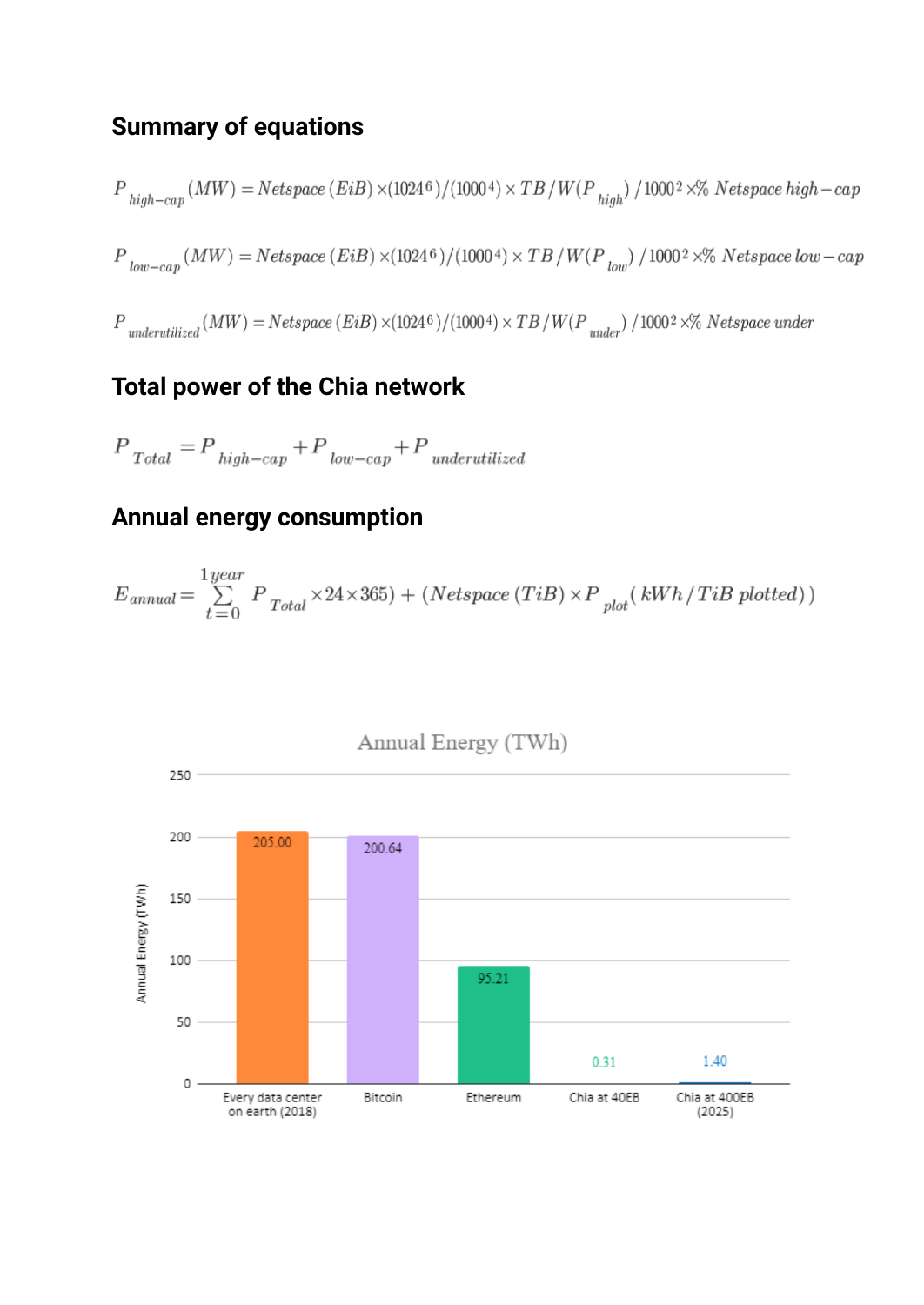## Summary of equations

$$P_{high-cap}(MW) = Netspace\,(EiB) \times (1024^6)/(1000^4) \times TB/W(P_{high})\,/\,1000^2 \times \%\ Netspace\ high-cap$$

$$P_{low-cap}(MW) = Netspace\,(EiB) \times (1024^6)/(1000^4) \times TB/W(P_{low})\,/\,1000^2 \times \%\ Netspace\ low-cap$$

$$P_{underutilized}(MW) = Netspace\,(EiB) \times (1024^6)/(1000^4) \times TB/W(P_{under})\,/\,1000^2 \times \%\ Netspace\ under$$

## Total power of the Chia network

$$P_{Total} = P_{high-cap} + P_{low-cap} + P_{underutilized}$$

## Annual energy consumption

$$E_{annual} = \sum_{t=0}^{1year} P_{Total} \times 24 \times 365) + (Netspace\,(TiB) \times P_{plot}(kWh/TiB\ plotted))$$

Annual Energy (TWh)

| | Annual Energy (TWh) |
|---|---|
| Every data center on earth (2018) | 205.00 |
| Bitcoin | 200.64 |
| Ethereum | 95.21 |
| Chia at 40EB | 0.31 |
| Chia at 400EB (2025) | 1.40 |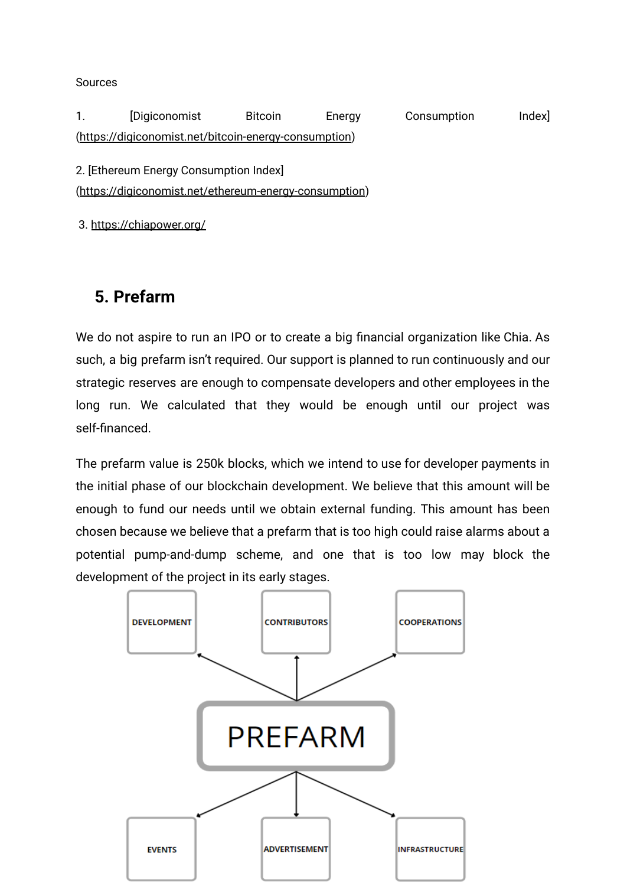Sources

1. [Digiconomist Bitcoin Energy Consumption Index] (https://digiconomist.net/bitcoin-energy-consumption)

2. [Ethereum Energy Consumption Index] (https://digiconomist.net/ethereum-energy-consumption)

3. https://chiapower.org/

## 5. Prefarm

We do not aspire to run an IPO or to create a big financial organization like Chia. As such, a big prefarm isn't required. Our support is planned to run continuously and our strategic reserves are enough to compensate developers and other employees in the long run. We calculated that they would be enough until our project was self-financed.

The prefarm value is 250k blocks, which we intend to use for developer payments in the initial phase of our blockchain development. We believe that this amount will be enough to fund our needs until we obtain external funding. This amount has been chosen because we believe that a prefarm that is too high could raise alarms about a potential pump-and-dump scheme, and one that is too low may block the development of the project in its early stages.

DEVELOPMENT | CONTRIBUTORS | COOPERATIONS

PREFARM

EVENTS | ADVERTISEMENT | INFRASTRUCTURE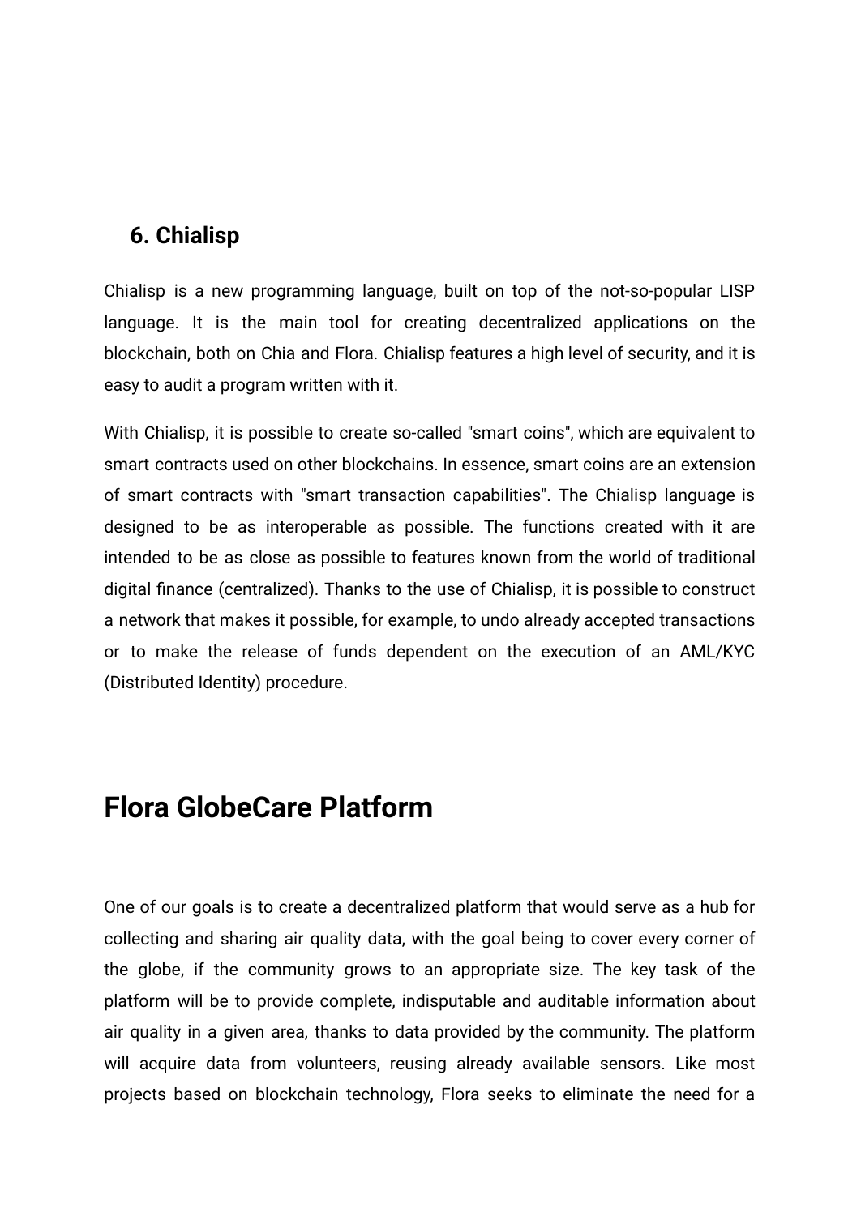### 6. Chialisp

Chialisp is a new programming language, built on top of the not-so-popular LISP language. It is the main tool for creating decentralized applications on the blockchain, both on Chia and Flora. Chialisp features a high level of security, and it is easy to audit a program written with it.

With Chialisp, it is possible to create so-called "smart coins", which are equivalent to smart contracts used on other blockchains. In essence, smart coins are an extension of smart contracts with "smart transaction capabilities". The Chialisp language is designed to be as interoperable as possible. The functions created with it are intended to be as close as possible to features known from the world of traditional digital finance (centralized). Thanks to the use of Chialisp, it is possible to construct a network that makes it possible, for example, to undo already accepted transactions or to make the release of funds dependent on the execution of an AML/KYC (Distributed Identity) procedure.

## Flora GlobeCare Platform

One of our goals is to create a decentralized platform that would serve as a hub for collecting and sharing air quality data, with the goal being to cover every corner of the globe, if the community grows to an appropriate size. The key task of the platform will be to provide complete, indisputable and auditable information about air quality in a given area, thanks to data provided by the community. The platform will acquire data from volunteers, reusing already available sensors. Like most projects based on blockchain technology, Flora seeks to eliminate the need for a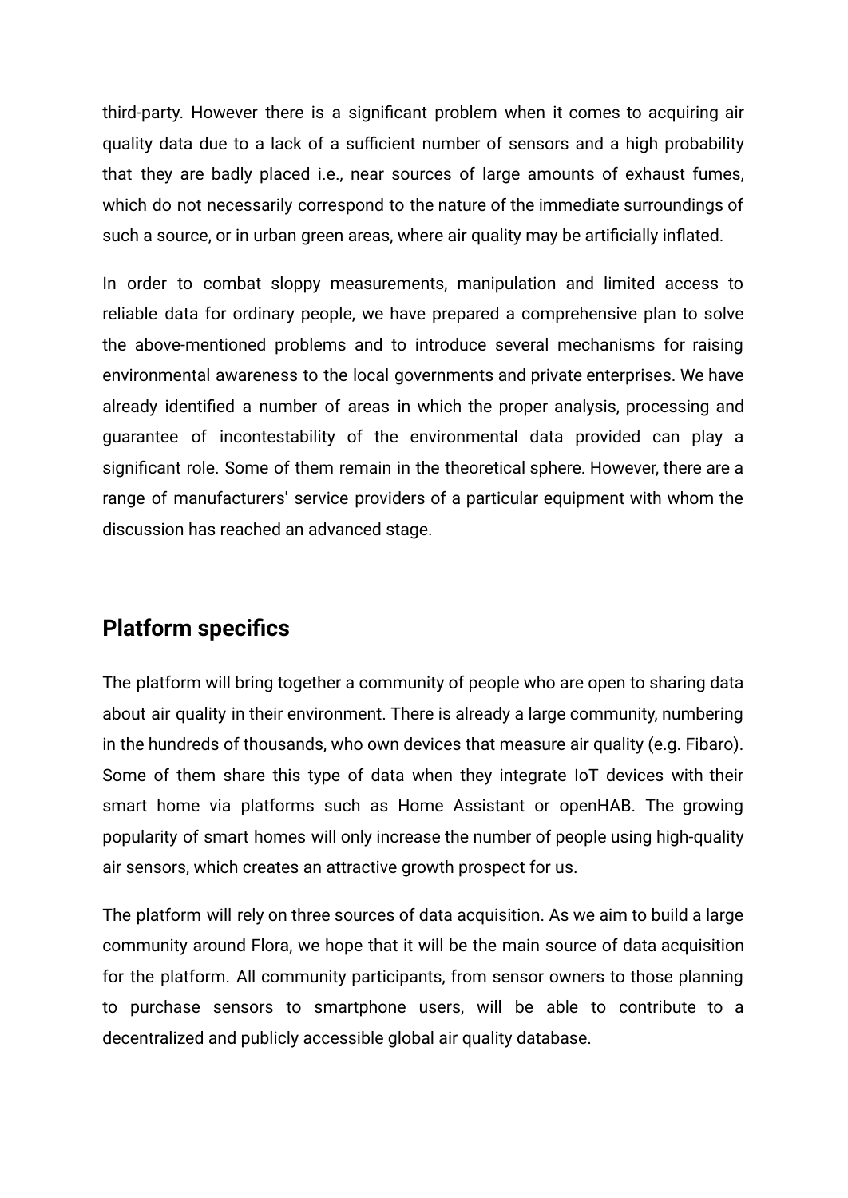third-party. However there is a significant problem when it comes to acquiring air quality data due to a lack of a sufficient number of sensors and a high probability that they are badly placed i.e., near sources of large amounts of exhaust fumes, which do not necessarily correspond to the nature of the immediate surroundings of such a source, or in urban green areas, where air quality may be artificially inflated.

In order to combat sloppy measurements, manipulation and limited access to reliable data for ordinary people, we have prepared a comprehensive plan to solve the above-mentioned problems and to introduce several mechanisms for raising environmental awareness to the local governments and private enterprises. We have already identified a number of areas in which the proper analysis, processing and guarantee of incontestability of the environmental data provided can play a significant role. Some of them remain in the theoretical sphere. However, there are a range of manufacturers' service providers of a particular equipment with whom the discussion has reached an advanced stage.

## Platform specifics

The platform will bring together a community of people who are open to sharing data about air quality in their environment. There is already a large community, numbering in the hundreds of thousands, who own devices that measure air quality (e.g. Fibaro). Some of them share this type of data when they integrate IoT devices with their smart home via platforms such as Home Assistant or openHAB. The growing popularity of smart homes will only increase the number of people using high-quality air sensors, which creates an attractive growth prospect for us.

The platform will rely on three sources of data acquisition. As we aim to build a large community around Flora, we hope that it will be the main source of data acquisition for the platform. All community participants, from sensor owners to those planning to purchase sensors to smartphone users, will be able to contribute to a decentralized and publicly accessible global air quality database.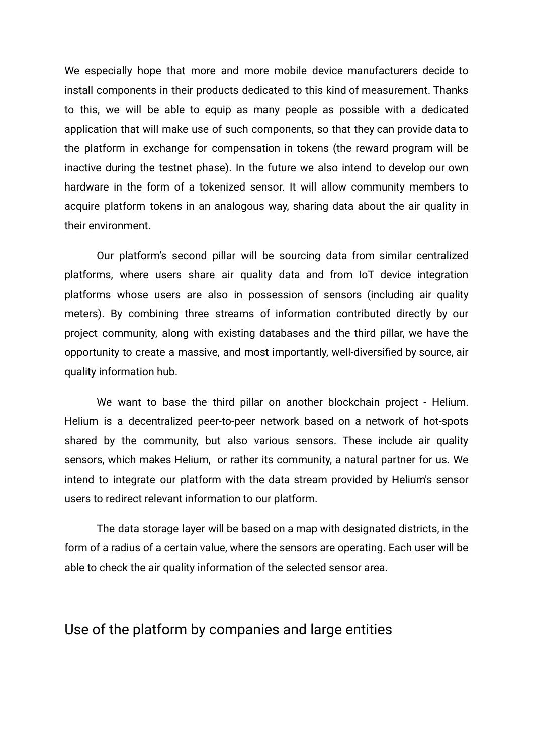We especially hope that more and more mobile device manufacturers decide to install components in their products dedicated to this kind of measurement. Thanks to this, we will be able to equip as many people as possible with a dedicated application that will make use of such components, so that they can provide data to the platform in exchange for compensation in tokens (the reward program will be inactive during the testnet phase). In the future we also intend to develop our own hardware in the form of a tokenized sensor. It will allow community members to acquire platform tokens in an analogous way, sharing data about the air quality in their environment.

Our platform's second pillar will be sourcing data from similar centralized platforms, where users share air quality data and from IoT device integration platforms whose users are also in possession of sensors (including air quality meters). By combining three streams of information contributed directly by our project community, along with existing databases and the third pillar, we have the opportunity to create a massive, and most importantly, well-diversified by source, air quality information hub.

We want to base the third pillar on another blockchain project - Helium. Helium is a decentralized peer-to-peer network based on a network of hot-spots shared by the community, but also various sensors. These include air quality sensors, which makes Helium, or rather its community, a natural partner for us. We intend to integrate our platform with the data stream provided by Helium's sensor users to redirect relevant information to our platform.

The data storage layer will be based on a map with designated districts, in the form of a radius of a certain value, where the sensors are operating. Each user will be able to check the air quality information of the selected sensor area.

## Use of the platform by companies and large entities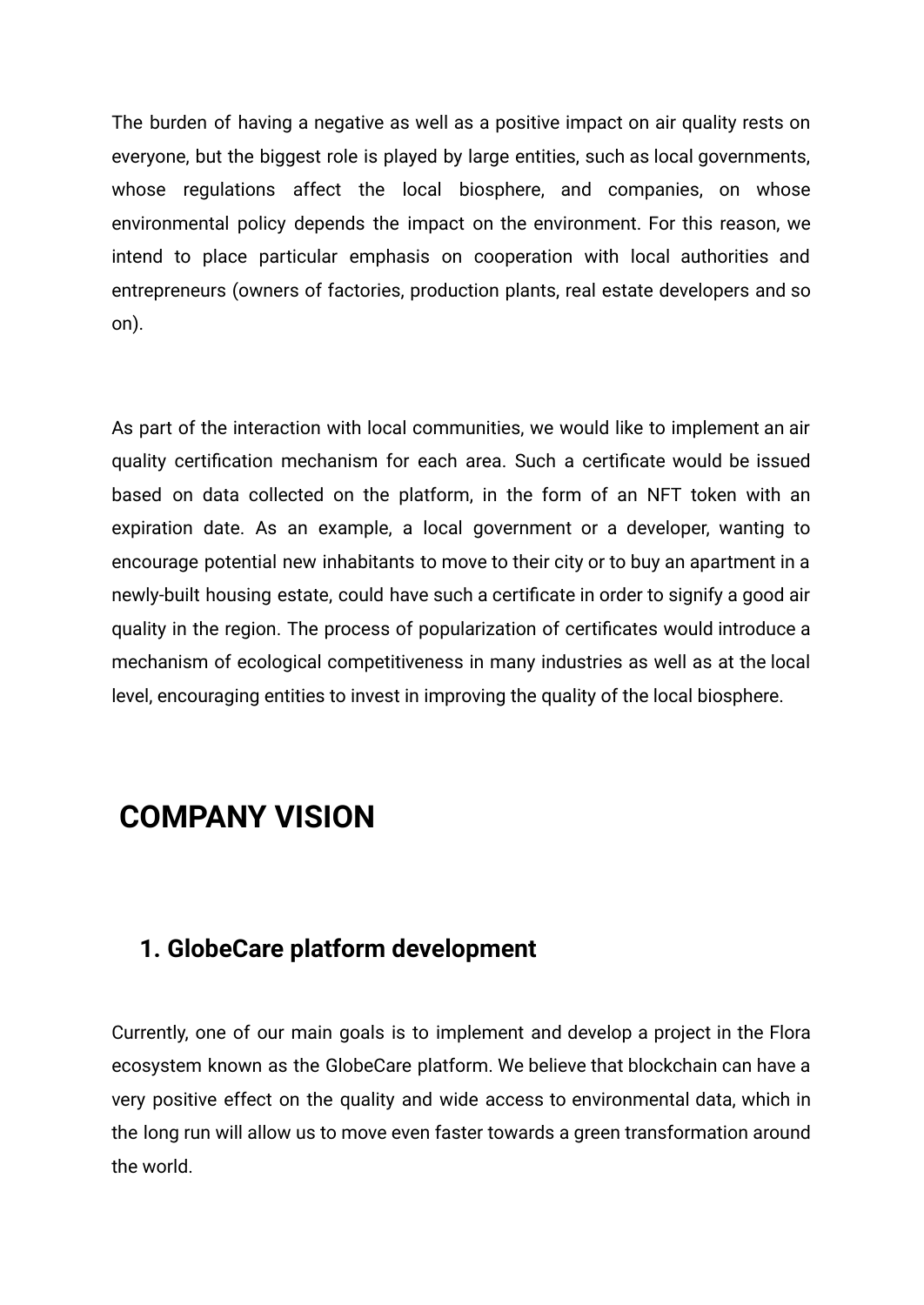The burden of having a negative as well as a positive impact on air quality rests on everyone, but the biggest role is played by large entities, such as local governments, whose regulations affect the local biosphere, and companies, on whose environmental policy depends the impact on the environment. For this reason, we intend to place particular emphasis on cooperation with local authorities and entrepreneurs (owners of factories, production plants, real estate developers and so on).

As part of the interaction with local communities, we would like to implement an air quality certification mechanism for each area. Such a certificate would be issued based on data collected on the platform, in the form of an NFT token with an expiration date. As an example, a local government or a developer, wanting to encourage potential new inhabitants to move to their city or to buy an apartment in a newly-built housing estate, could have such a certificate in order to signify a good air quality in the region. The process of popularization of certificates would introduce a mechanism of ecological competitiveness in many industries as well as at the local level, encouraging entities to invest in improving the quality of the local biosphere.

# COMPANY VISION

## 1. GlobeCare platform development

Currently, one of our main goals is to implement and develop a project in the Flora ecosystem known as the GlobeCare platform. We believe that blockchain can have a very positive effect on the quality and wide access to environmental data, which in the long run will allow us to move even faster towards a green transformation around the world.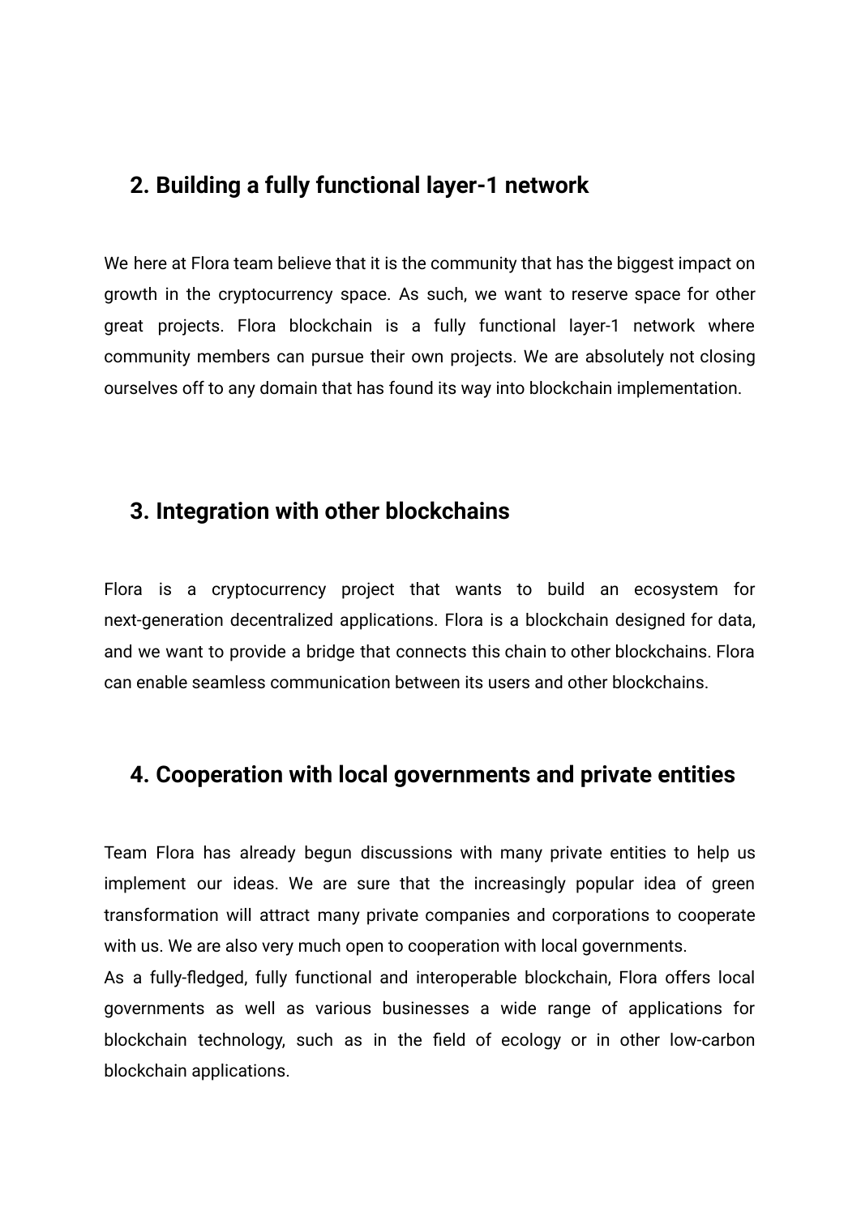## 2. Building a fully functional layer-1 network

We here at Flora team believe that it is the community that has the biggest impact on growth in the cryptocurrency space. As such, we want to reserve space for other great projects. Flora blockchain is a fully functional layer-1 network where community members can pursue their own projects. We are absolutely not closing ourselves off to any domain that has found its way into blockchain implementation.

## 3. Integration with other blockchains

Flora is a cryptocurrency project that wants to build an ecosystem for next-generation decentralized applications. Flora is a blockchain designed for data, and we want to provide a bridge that connects this chain to other blockchains. Flora can enable seamless communication between its users and other blockchains.

## 4. Cooperation with local governments and private entities

Team Flora has already begun discussions with many private entities to help us implement our ideas. We are sure that the increasingly popular idea of green transformation will attract many private companies and corporations to cooperate with us. We are also very much open to cooperation with local governments.

As a fully-fledged, fully functional and interoperable blockchain, Flora offers local governments as well as various businesses a wide range of applications for blockchain technology, such as in the field of ecology or in other low-carbon blockchain applications.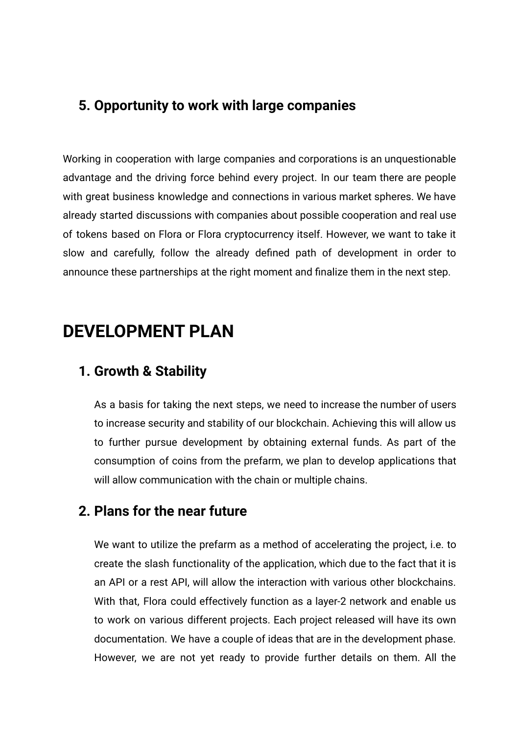### 5. Opportunity to work with large companies

Working in cooperation with large companies and corporations is an unquestionable advantage and the driving force behind every project. In our team there are people with great business knowledge and connections in various market spheres. We have already started discussions with companies about possible cooperation and real use of tokens based on Flora or Flora cryptocurrency itself. However, we want to take it slow and carefully, follow the already defined path of development in order to announce these partnerships at the right moment and finalize them in the next step.

## DEVELOPMENT PLAN

### 1. Growth & Stability

As a basis for taking the next steps, we need to increase the number of users to increase security and stability of our blockchain. Achieving this will allow us to further pursue development by obtaining external funds. As part of the consumption of coins from the prefarm, we plan to develop applications that will allow communication with the chain or multiple chains.

### 2. Plans for the near future

We want to utilize the prefarm as a method of accelerating the project, i.e. to create the slash functionality of the application, which due to the fact that it is an API or a rest API, will allow the interaction with various other blockchains. With that, Flora could effectively function as a layer-2 network and enable us to work on various different projects. Each project released will have its own documentation. We have a couple of ideas that are in the development phase. However, we are not yet ready to provide further details on them. All the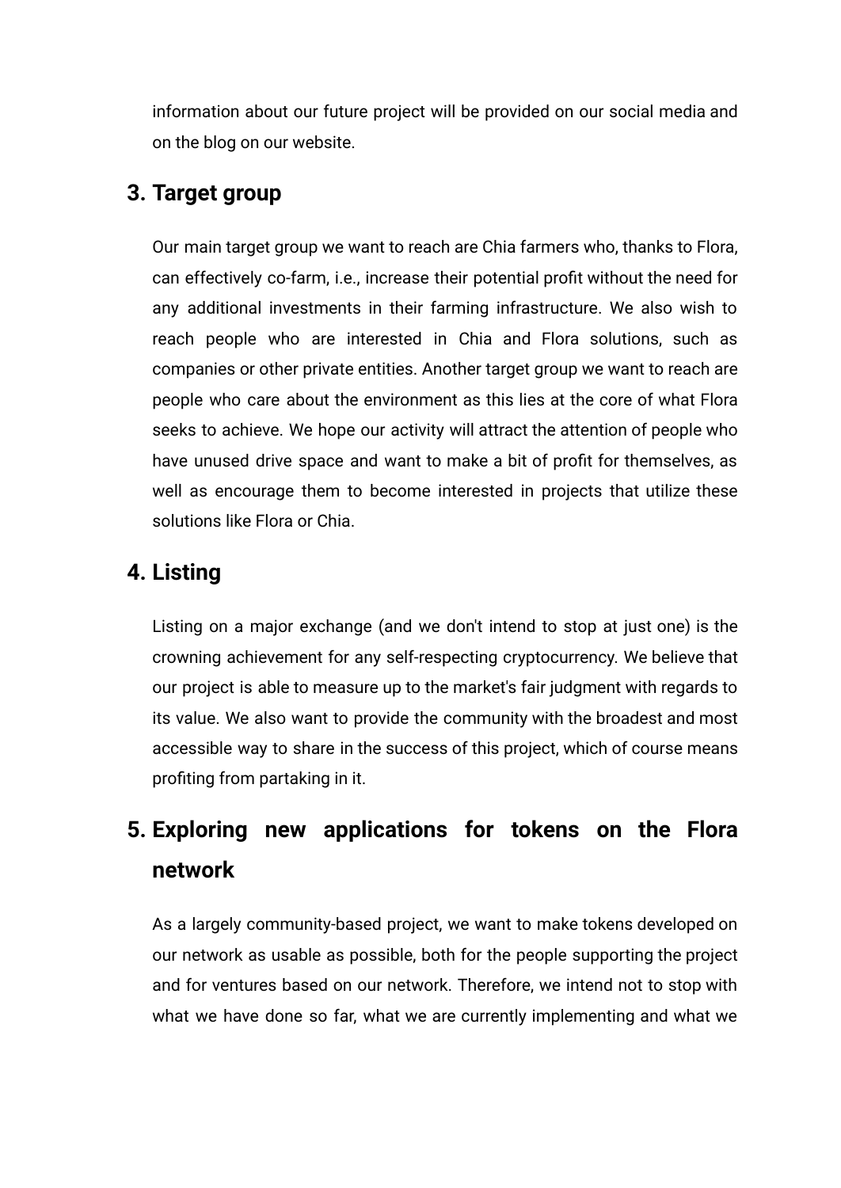information about our future project will be provided on our social media and on the blog on our website.

## 3. Target group

Our main target group we want to reach are Chia farmers who, thanks to Flora, can effectively co-farm, i.e., increase their potential profit without the need for any additional investments in their farming infrastructure. We also wish to reach people who are interested in Chia and Flora solutions, such as companies or other private entities. Another target group we want to reach are people who care about the environment as this lies at the core of what Flora seeks to achieve. We hope our activity will attract the attention of people who have unused drive space and want to make a bit of profit for themselves, as well as encourage them to become interested in projects that utilize these solutions like Flora or Chia.

## 4. Listing

Listing on a major exchange (and we don't intend to stop at just one) is the crowning achievement for any self-respecting cryptocurrency. We believe that our project is able to measure up to the market's fair judgment with regards to its value. We also want to provide the community with the broadest and most accessible way to share in the success of this project, which of course means profiting from partaking in it.

## 5. Exploring new applications for tokens on the Flora network

As a largely community-based project, we want to make tokens developed on our network as usable as possible, both for the people supporting the project and for ventures based on our network. Therefore, we intend not to stop with what we have done so far, what we are currently implementing and what we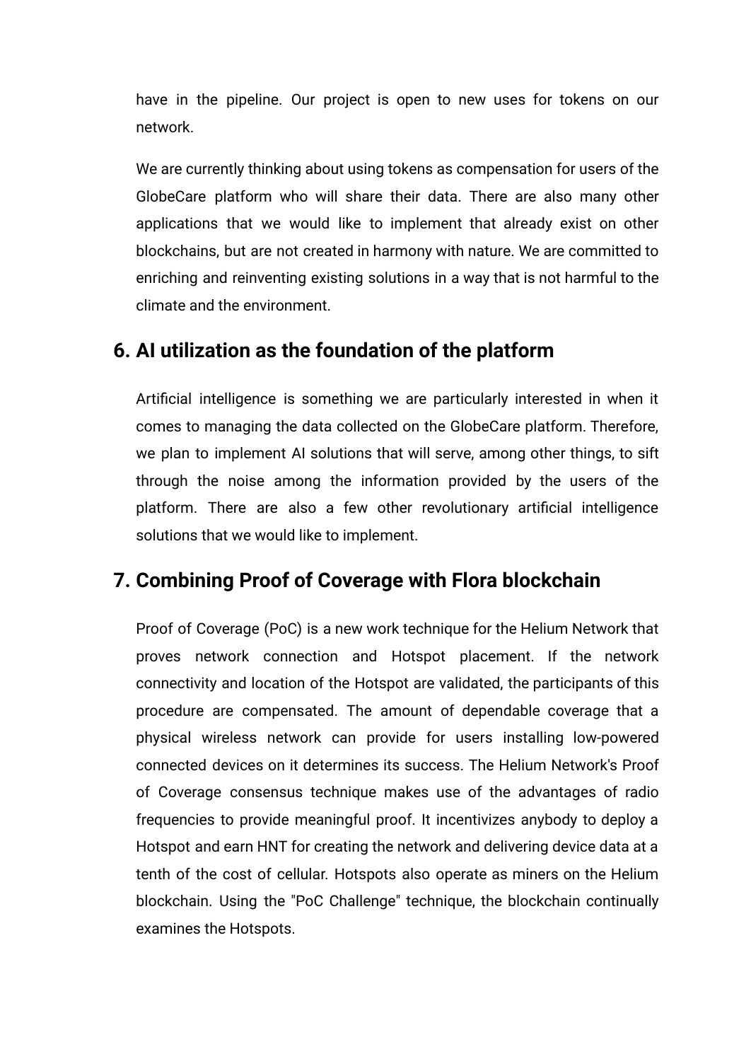have in the pipeline. Our project is open to new uses for tokens on our network.

We are currently thinking about using tokens as compensation for users of the GlobeCare platform who will share their data. There are also many other applications that we would like to implement that already exist on other blockchains, but are not created in harmony with nature. We are committed to enriching and reinventing existing solutions in a way that is not harmful to the climate and the environment.

## 6. AI utilization as the foundation of the platform

Artificial intelligence is something we are particularly interested in when it comes to managing the data collected on the GlobeCare platform. Therefore, we plan to implement AI solutions that will serve, among other things, to sift through the noise among the information provided by the users of the platform. There are also a few other revolutionary artificial intelligence solutions that we would like to implement.

## 7. Combining Proof of Coverage with Flora blockchain

Proof of Coverage (PoC) is a new work technique for the Helium Network that proves network connection and Hotspot placement. If the network connectivity and location of the Hotspot are validated, the participants of this procedure are compensated. The amount of dependable coverage that a physical wireless network can provide for users installing low-powered connected devices on it determines its success. The Helium Network's Proof of Coverage consensus technique makes use of the advantages of radio frequencies to provide meaningful proof. It incentivizes anybody to deploy a Hotspot and earn HNT for creating the network and delivering device data at a tenth of the cost of cellular. Hotspots also operate as miners on the Helium blockchain. Using the "PoC Challenge" technique, the blockchain continually examines the Hotspots.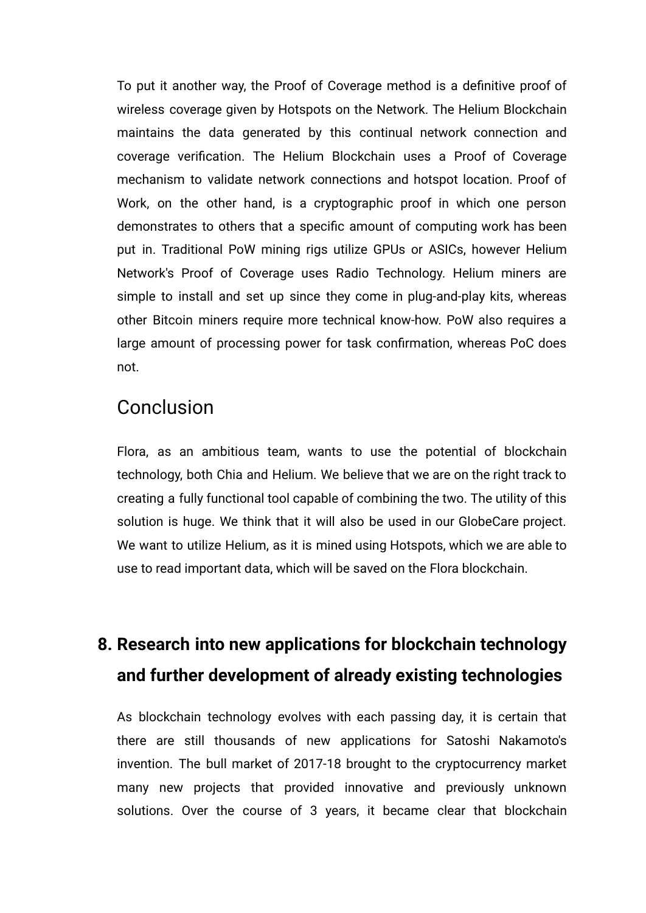To put it another way, the Proof of Coverage method is a definitive proof of wireless coverage given by Hotspots on the Network. The Helium Blockchain maintains the data generated by this continual network connection and coverage verification. The Helium Blockchain uses a Proof of Coverage mechanism to validate network connections and hotspot location. Proof of Work, on the other hand, is a cryptographic proof in which one person demonstrates to others that a specific amount of computing work has been put in. Traditional PoW mining rigs utilize GPUs or ASICs, however Helium Network's Proof of Coverage uses Radio Technology. Helium miners are simple to install and set up since they come in plug-and-play kits, whereas other Bitcoin miners require more technical know-how. PoW also requires a large amount of processing power for task confirmation, whereas PoC does not.

## Conclusion

Flora, as an ambitious team, wants to use the potential of blockchain technology, both Chia and Helium. We believe that we are on the right track to creating a fully functional tool capable of combining the two. The utility of this solution is huge. We think that it will also be used in our GlobeCare project. We want to utilize Helium, as it is mined using Hotspots, which we are able to use to read important data, which will be saved on the Flora blockchain.

# 8. Research into new applications for blockchain technology and further development of already existing technologies

As blockchain technology evolves with each passing day, it is certain that there are still thousands of new applications for Satoshi Nakamoto's invention. The bull market of 2017-18 brought to the cryptocurrency market many new projects that provided innovative and previously unknown solutions. Over the course of 3 years, it became clear that blockchain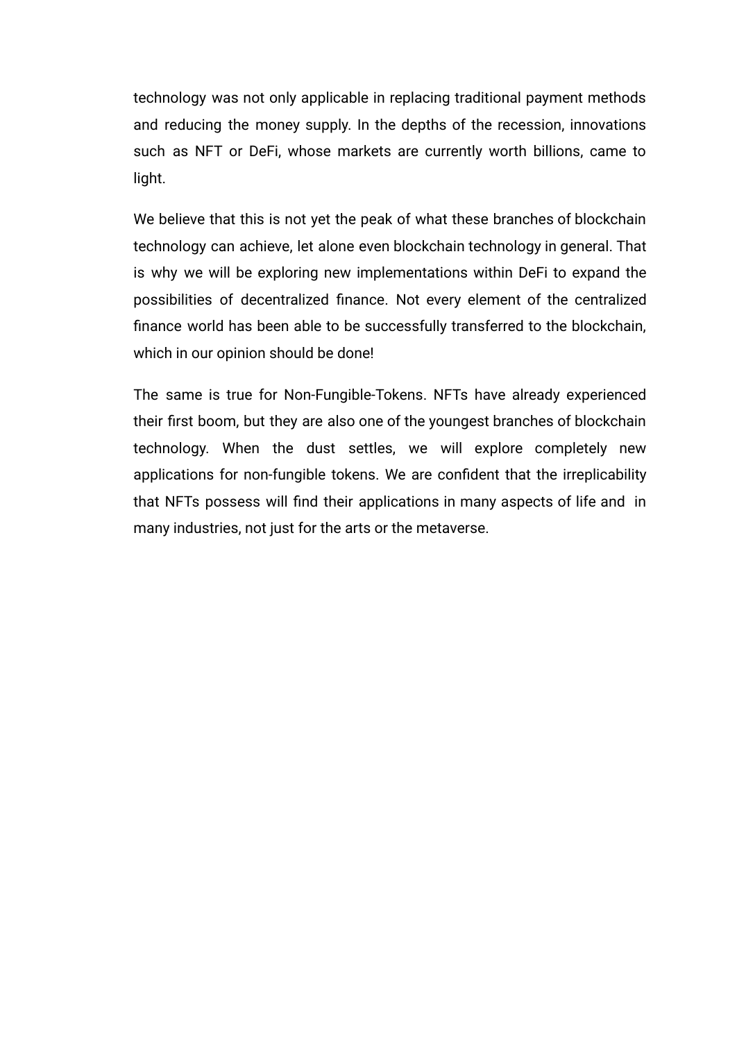technology was not only applicable in replacing traditional payment methods and reducing the money supply. In the depths of the recession, innovations such as NFT or DeFi, whose markets are currently worth billions, came to light.

We believe that this is not yet the peak of what these branches of blockchain technology can achieve, let alone even blockchain technology in general. That is why we will be exploring new implementations within DeFi to expand the possibilities of decentralized finance. Not every element of the centralized finance world has been able to be successfully transferred to the blockchain, which in our opinion should be done!

The same is true for Non-Fungible-Tokens. NFTs have already experienced their first boom, but they are also one of the youngest branches of blockchain technology. When the dust settles, we will explore completely new applications for non-fungible tokens. We are confident that the irreplicability that NFTs possess will find their applications in many aspects of life and in many industries, not just for the arts or the metaverse.